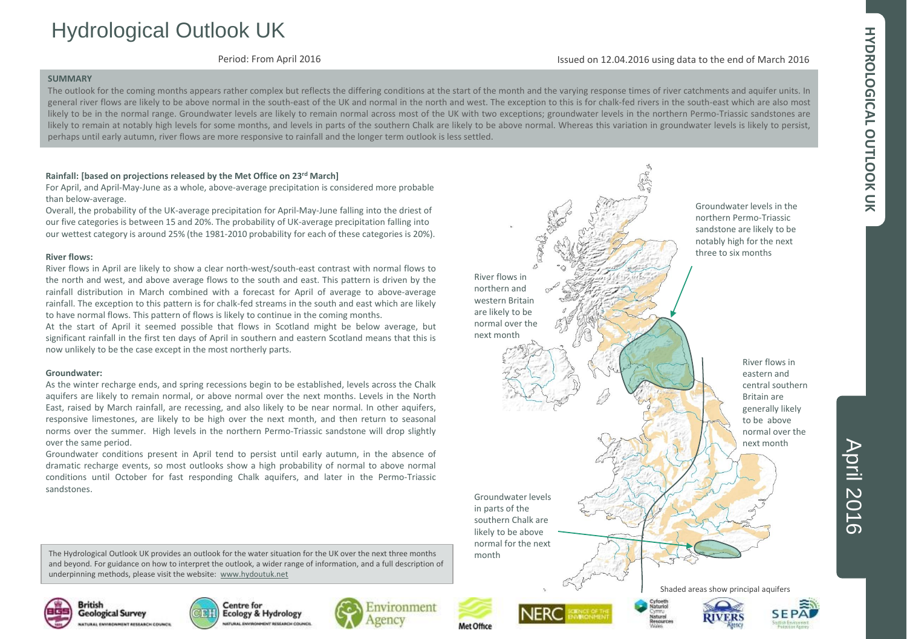# Hydrological Outlook UK

Period: From April 2016

Issued on 12.04.2016 using data to the end of March 2016

**SUMMARY**

The outlook for the coming months appears rather complex but reflects the differing conditions at the start of the month and the varying response times of river catchments and aquifer units. In general river flows are likely to be above normal in the south-east of the UK and normal in the north and west. The exception to this is for chalk-fed rivers in the south-east which are also most likely to be in the normal range. Groundwater levels are likely to remain normal across most of the UK with two exceptions; groundwater levels in the northern Permo-Triassic sandstones are likely to remain at notably high levels for some months, and levels in parts of the southern Chalk are likely to be above normal. Whereas this variation in groundwater levels is likely to persist, perhaps until early autumn, river flows are more responsive to rainfall and the longer term outlook is less settled.

**Rainfall: [based on projections released by the Met Office on 23rd March]**

For April, and April-May-June as a whole, above-average precipitation is considered more probable than below-average.

Overall, the probability of the UK-average precipitation for April-May-June falling into the driest of our five categories is between 15 and 20%. The probability of UK-average precipitation falling into our wettest category is around 25% (the 1981-2010 probability for each of these categories is 20%).

**River flows:**

River flows in April are likely to show a clear north-west/south-east contrast with normal flows to the north and west, and above average flows to the south and east. This pattern is driven by the rainfall distribution in March combined with a forecast for April of average to above-average rainfall. The exception to this pattern is for chalk-fed streams in the south and east which are likely to have normal flows. This pattern of flows is likely to continue in the coming months.

At the start of April it seemed possible that flows in Scotland might be below average, but significant rainfall in the first ten days of April in southern and eastern Scotland means that this is now unlikely to be the case except in the most northerly parts.

**Groundwater:**

As the winter recharge ends, and spring recessions begin to be established, levels across the Chalk aquifers are likely to remain normal, or above normal over the next months. Levels in the North East, raised by March rainfall, are recessing, and also likely to be near normal. In other aquifers, responsive limestones, are likely to be high over the next month, and then return to seasonal norms over the summer. High levels in the northern Permo-Triassic sandstone will drop slightly over the same period.

Groundwater conditions present in April tend to persist until early autumn, in the absence of dramatic recharge events, so most outlooks show a high probability of normal to above normal conditions until October for fast responding Chalk aquifers, and later in the Permo-Triassic sandstones.

The Hydrological Outlook UK provides an outlook for the water situation for the UK over the next three months and beyond. For guidance on how to interpret the outlook, a wider range of information, and a full description of underpinning methods, please visit the website: www.hydoutuk.net

Groundwater levels in the northern Permo-Triassic sandstone are likely to be notably high for the next three to six months

River flows in northern and western Britain are likely to be normal over the next month

River flows in eastern and central southern Britain are generally likely to be above normal over the next month

Groundwater levels in parts of the southern Chalk are likely to be above normal for the next month

Shaded areas show principal aquifers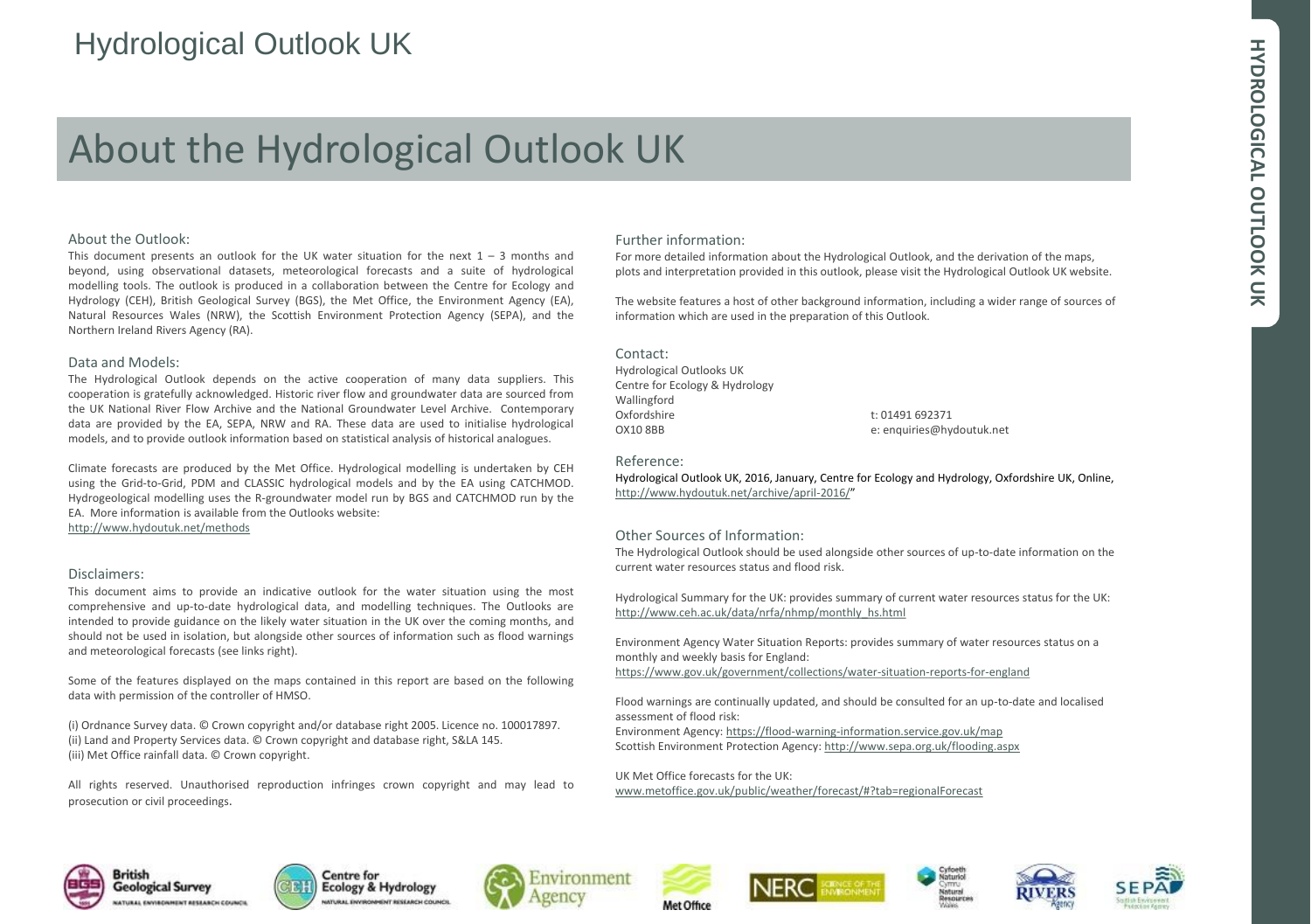# Hydrological Outlook UK

## About the Hydrological Outlook UK

### About the Outlook:

This document presents an outlook for the UK water situation for the next 1 – 3 months and beyond, using observational datasets, meteorological forecasts and a suite of hydrological modelling tools. The outlook is produced in a collaboration between the Centre for Ecology and Hydrology (CEH), British Geological Survey (BGS), the Met Office, the Environment Agency (EA), Natural Resources Wales (NRW), the Scottish Environment Protection Agency (SEPA), and the Northern Ireland Rivers Agency (RA).

### Data and Models:

The Hydrological Outlook depends on the active cooperation of many data suppliers. This cooperation is gratefully acknowledged. Historic river flow and groundwater data are sourced from the UK National River Flow Archive and the National Groundwater Level Archive. Contemporary data are provided by the EA, SEPA, NRW and RA. These data are used to initialise hydrological models, and to provide outlook information based on statistical analysis of historical analogues.

Climate forecasts are produced by the Met Office. Hydrological modelling is undertaken by CEH using the Grid-to-Grid, PDM and CLASSIC hydrological models and by the EA using CATCHMOD. Hydrogeological modelling uses the R-groundwater model run by BGS and CATCHMOD run by the EA. More information is available from the Outlooks website:
http://www.hydoutuk.net/methods

### Disclaimers:

This document aims to provide an indicative outlook for the water situation using the most comprehensive and up-to-date hydrological data, and modelling techniques. The Outlooks are intended to provide guidance on the likely water situation in the UK over the coming months, and should not be used in isolation, but alongside other sources of information such as flood warnings and meteorological forecasts (see links right).

Some of the features displayed on the maps contained in this report are based on the following data with permission of the controller of HMSO.

(i) Ordnance Survey data. © Crown copyright and/or database right 2005. Licence no. 100017897.
(ii) Land and Property Services data. © Crown copyright and database right, S&LA 145.
(iii) Met Office rainfall data. © Crown copyright.

All rights reserved. Unauthorised reproduction infringes crown copyright and may lead to prosecution or civil proceedings.

### Further information:

For more detailed information about the Hydrological Outlook, and the derivation of the maps, plots and interpretation provided in this outlook, please visit the Hydrological Outlook UK website.

The website features a host of other background information, including a wider range of sources of information which are used in the preparation of this Outlook.

### Contact:

Hydrological Outlooks UK
Centre for Ecology & Hydrology
Wallingford
Oxfordshire
OX10 8BB

t: 01491 692371
e: enquiries@hydoutuk.net

### Reference:

Hydrological Outlook UK, 2016, January, Centre for Ecology and Hydrology, Oxfordshire UK, Online, http://www.hydoutuk.net/archive/april-2016/"

### Other Sources of Information:

The Hydrological Outlook should be used alongside other sources of up-to-date information on the current water resources status and flood risk.

Hydrological Summary for the UK: provides summary of current water resources status for the UK:
http://www.ceh.ac.uk/data/nrfa/nhmp/monthly_hs.html

Environment Agency Water Situation Reports: provides summary of water resources status on a monthly and weekly basis for England:
https://www.gov.uk/government/collections/water-situation-reports-for-england

Flood warnings are continually updated, and should be consulted for an up-to-date and localised assessment of flood risk:
Environment Agency: https://flood-warning-information.service.gov.uk/map
Scottish Environment Protection Agency: http://www.sepa.org.uk/flooding.aspx

UK Met Office forecasts for the UK:
www.metoffice.gov.uk/public/weather/forecast/#?tab=regionalForecast